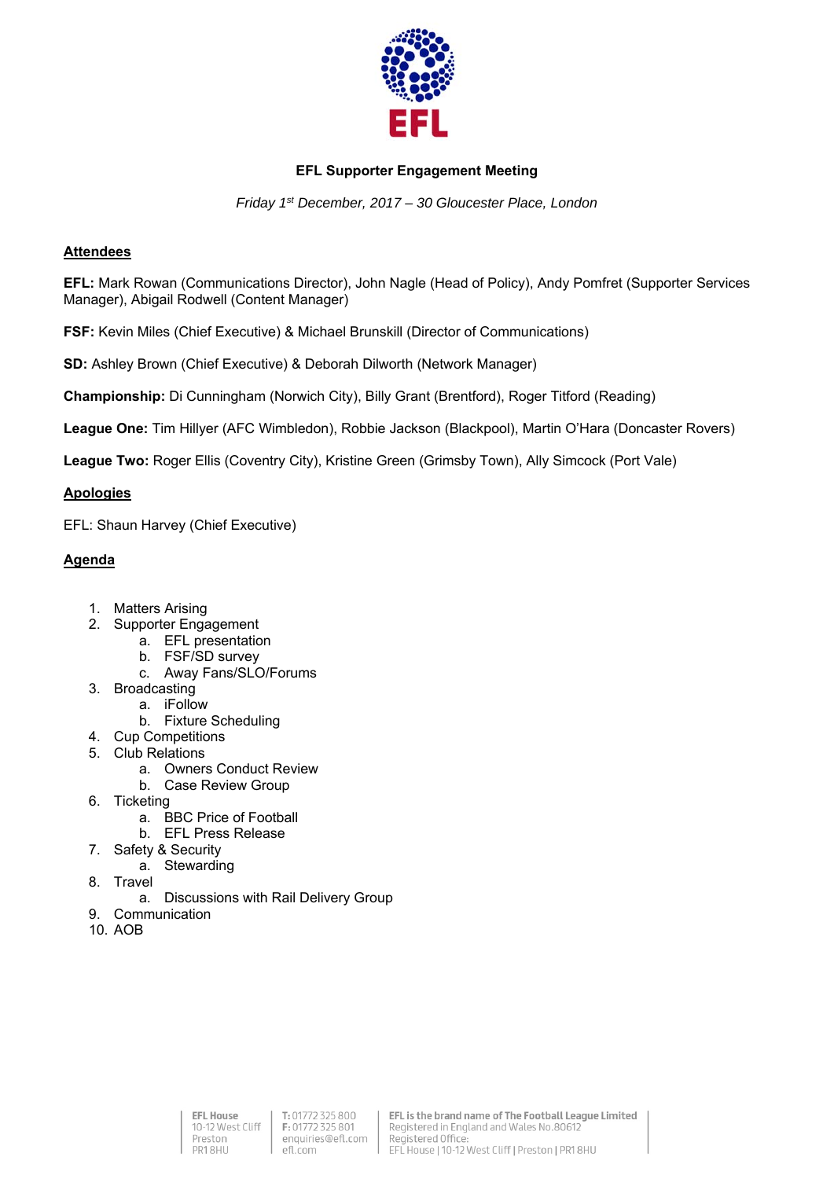EFL

**EFL Supporter Engagement Meeting**

*Friday 1st December, 2017 – 30 Gloucester Place, London*

## Attendees

**EFL:** Mark Rowan (Communications Director), John Nagle (Head of Policy), Andy Pomfret (Supporter Services Manager), Abigail Rodwell (Content Manager)

**FSF:** Kevin Miles (Chief Executive) & Michael Brunskill (Director of Communications)

**SD:** Ashley Brown (Chief Executive) & Deborah Dilworth (Network Manager)

**Championship:** Di Cunningham (Norwich City), Billy Grant (Brentford), Roger Titford (Reading)

**League One:** Tim Hillyer (AFC Wimbledon), Robbie Jackson (Blackpool), Martin O'Hara (Doncaster Rovers)

**League Two:** Roger Ellis (Coventry City), Kristine Green (Grimsby Town), Ally Simcock (Port Vale)

## Apologies

EFL: Shaun Harvey (Chief Executive)

## Agenda

1. Matters Arising
2. Supporter Engagement
   a. EFL presentation
   b. FSF/SD survey
   c. Away Fans/SLO/Forums
3. Broadcasting
   a. iFollow
   b. Fixture Scheduling
4. Cup Competitions
5. Club Relations
   a. Owners Conduct Review
   b. Case Review Group
6. Ticketing
   a. BBC Price of Football
   b. EFL Press Release
7. Safety & Security
   a. Stewarding
8. Travel
   a. Discussions with Rail Delivery Group
9. Communication
10. AOB

EFL House
10-12 West Cliff
Preston
PR1 8HU

T: 01772 325 800
F: 01772 325 801
enquiries@efl.com
efl.com

EFL is the brand name of The Football League Limited
Registered in England and Wales No.80612
Registered Office:
EFL House | 10-12 West Cliff | Preston | PR1 8HU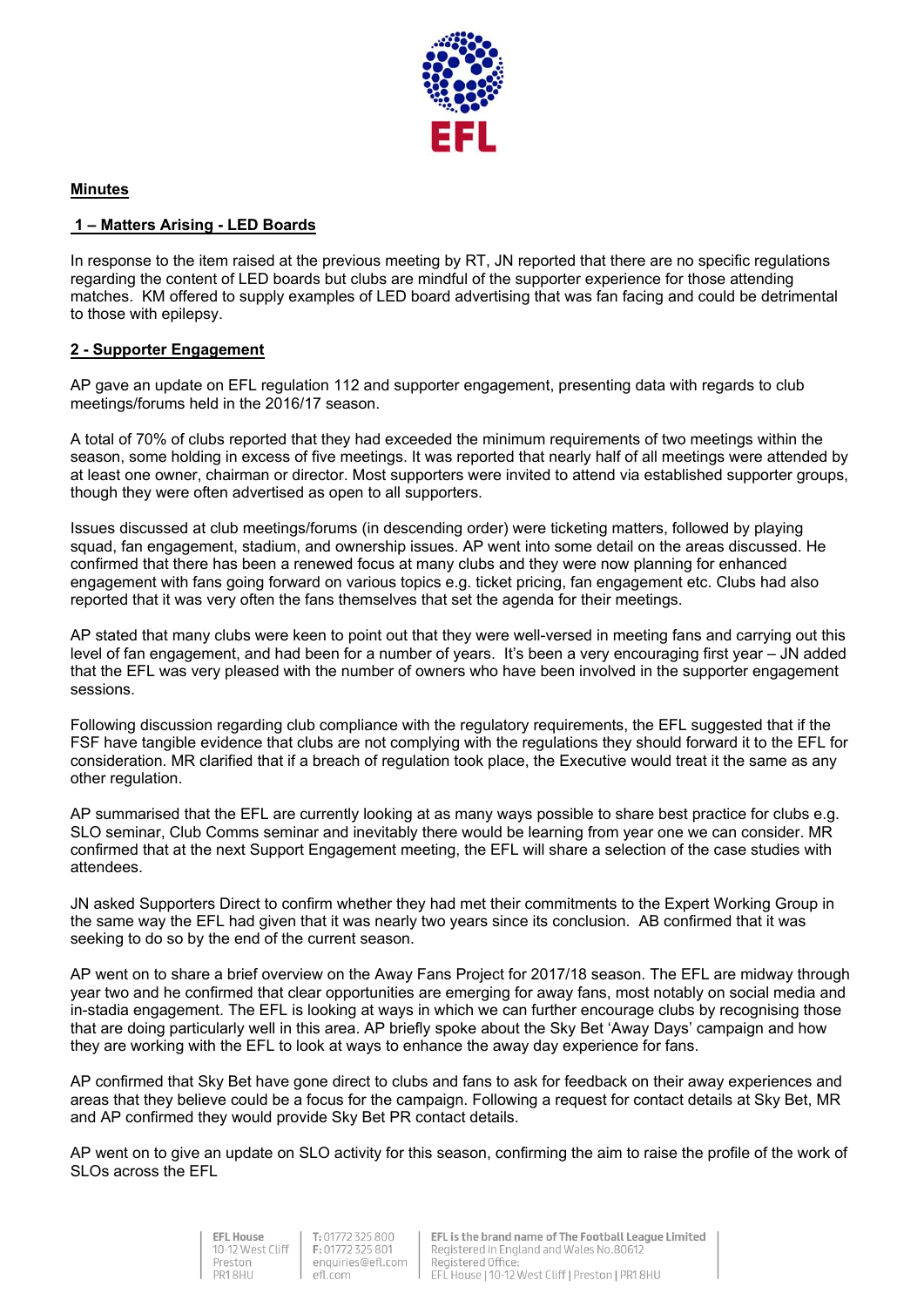**Minutes**

**1 – Matters Arising - LED Boards**

In response to the item raised at the previous meeting by RT, JN reported that there are no specific regulations regarding the content of LED boards but clubs are mindful of the supporter experience for those attending matches. KM offered to supply examples of LED board advertising that was fan facing and could be detrimental to those with epilepsy.

**2 - Supporter Engagement**

AP gave an update on EFL regulation 112 and supporter engagement, presenting data with regards to club meetings/forums held in the 2016/17 season.

A total of 70% of clubs reported that they had exceeded the minimum requirements of two meetings within the season, some holding in excess of five meetings. It was reported that nearly half of all meetings were attended by at least one owner, chairman or director. Most supporters were invited to attend via established supporter groups, though they were often advertised as open to all supporters.

Issues discussed at club meetings/forums (in descending order) were ticketing matters, followed by playing squad, fan engagement, stadium, and ownership issues. AP went into some detail on the areas discussed. He confirmed that there has been a renewed focus at many clubs and they were now planning for enhanced engagement with fans going forward on various topics e.g. ticket pricing, fan engagement etc. Clubs had also reported that it was very often the fans themselves that set the agenda for their meetings.

AP stated that many clubs were keen to point out that they were well-versed in meeting fans and carrying out this level of fan engagement, and had been for a number of years. It's been a very encouraging first year – JN added that the EFL was very pleased with the number of owners who have been involved in the supporter engagement sessions.

Following discussion regarding club compliance with the regulatory requirements, the EFL suggested that if the FSF have tangible evidence that clubs are not complying with the regulations they should forward it to the EFL for consideration. MR clarified that if a breach of regulation took place, the Executive would treat it the same as any other regulation.

AP summarised that the EFL are currently looking at as many ways possible to share best practice for clubs e.g. SLO seminar, Club Comms seminar and inevitably there would be learning from year one we can consider. MR confirmed that at the next Support Engagement meeting, the EFL will share a selection of the case studies with attendees.

JN asked Supporters Direct to confirm whether they had met their commitments to the Expert Working Group in the same way the EFL had given that it was nearly two years since its conclusion. AB confirmed that it was seeking to do so by the end of the current season.

AP went on to share a brief overview on the Away Fans Project for 2017/18 season. The EFL are midway through year two and he confirmed that clear opportunities are emerging for away fans, most notably on social media and in-stadia engagement. The EFL is looking at ways in which we can further encourage clubs by recognising those that are doing particularly well in this area. AP briefly spoke about the Sky Bet 'Away Days' campaign and how they are working with the EFL to look at ways to enhance the away day experience for fans.

AP confirmed that Sky Bet have gone direct to clubs and fans to ask for feedback on their away experiences and areas that they believe could be a focus for the campaign. Following a request for contact details at Sky Bet, MR and AP confirmed they would provide Sky Bet PR contact details.

AP went on to give an update on SLO activity for this season, confirming the aim to raise the profile of the work of SLOs across the EFL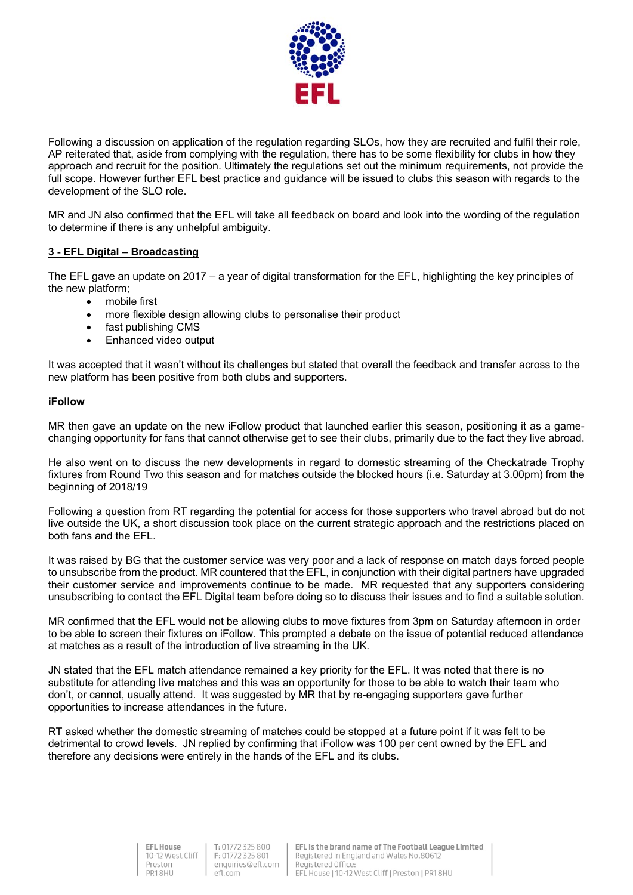Following a discussion on application of the regulation regarding SLOs, how they are recruited and fulfil their role, AP reiterated that, aside from complying with the regulation, there has to be some flexibility for clubs in how they approach and recruit for the position. Ultimately the regulations set out the minimum requirements, not provide the full scope. However further EFL best practice and guidance will be issued to clubs this season with regards to the development of the SLO role.

MR and JN also confirmed that the EFL will take all feedback on board and look into the wording of the regulation to determine if there is any unhelpful ambiguity.

## 3 - EFL Digital – Broadcasting

The EFL gave an update on 2017 – a year of digital transformation for the EFL, highlighting the key principles of the new platform;

- mobile first
- more flexible design allowing clubs to personalise their product
- fast publishing CMS
- Enhanced video output

It was accepted that it wasn't without its challenges but stated that overall the feedback and transfer across to the new platform has been positive from both clubs and supporters.

### iFollow

MR then gave an update on the new iFollow product that launched earlier this season, positioning it as a game-changing opportunity for fans that cannot otherwise get to see their clubs, primarily due to the fact they live abroad.

He also went on to discuss the new developments in regard to domestic streaming of the Checkatrade Trophy fixtures from Round Two this season and for matches outside the blocked hours (i.e. Saturday at 3.00pm) from the beginning of 2018/19

Following a question from RT regarding the potential for access for those supporters who travel abroad but do not live outside the UK, a short discussion took place on the current strategic approach and the restrictions placed on both fans and the EFL.

It was raised by BG that the customer service was very poor and a lack of response on match days forced people to unsubscribe from the product. MR countered that the EFL, in conjunction with their digital partners have upgraded their customer service and improvements continue to be made. MR requested that any supporters considering unsubscribing to contact the EFL Digital team before doing so to discuss their issues and to find a suitable solution.

MR confirmed that the EFL would not be allowing clubs to move fixtures from 3pm on Saturday afternoon in order to be able to screen their fixtures on iFollow. This prompted a debate on the issue of potential reduced attendance at matches as a result of the introduction of live streaming in the UK.

JN stated that the EFL match attendance remained a key priority for the EFL. It was noted that there is no substitute for attending live matches and this was an opportunity for those to be able to watch their team who don't, or cannot, usually attend. It was suggested by MR that by re-engaging supporters gave further opportunities to increase attendances in the future.

RT asked whether the domestic streaming of matches could be stopped at a future point if it was felt to be detrimental to crowd levels. JN replied by confirming that iFollow was 100 per cent owned by the EFL and therefore any decisions were entirely in the hands of the EFL and its clubs.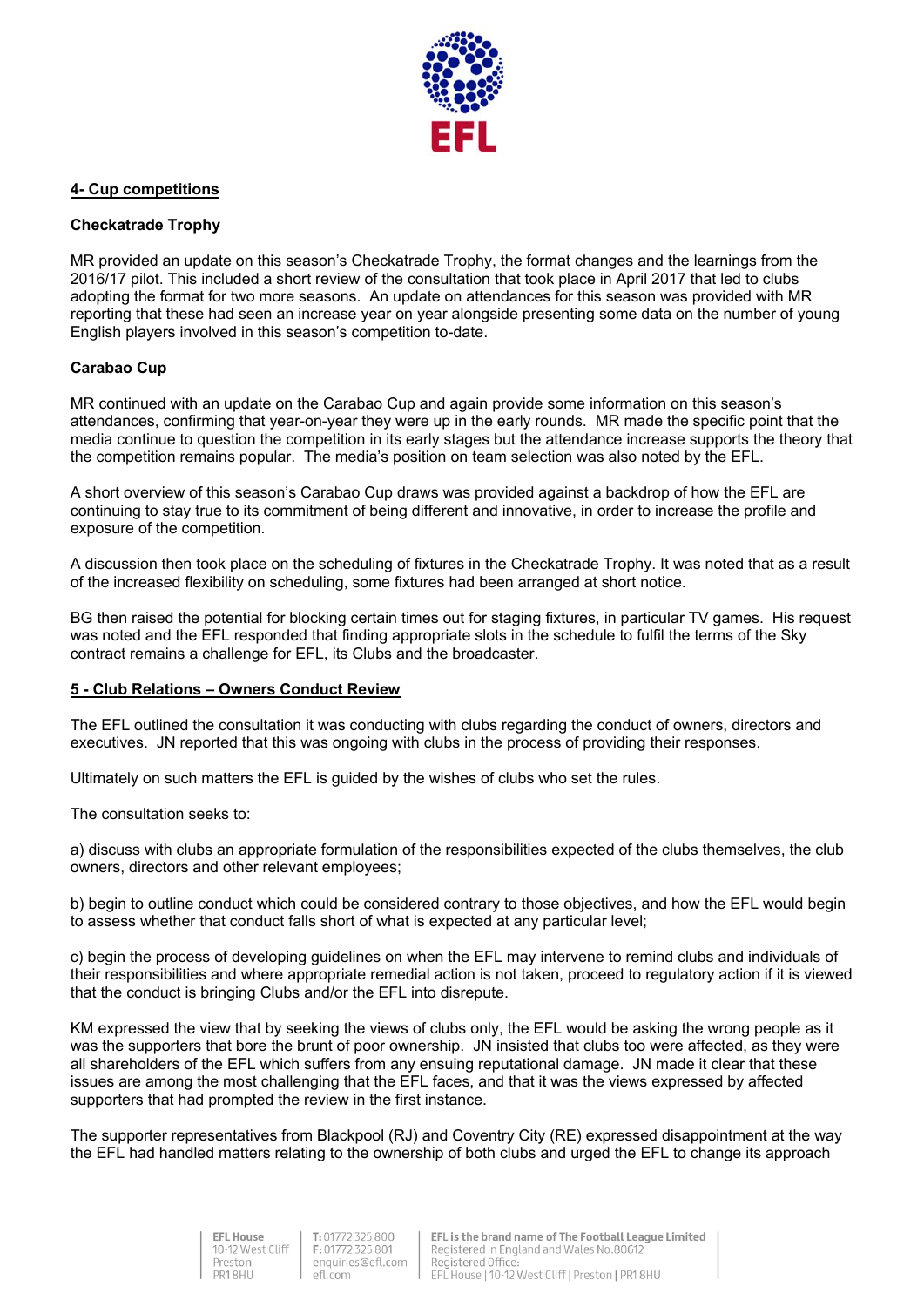## 4- Cup competitions

### Checkatrade Trophy

MR provided an update on this season's Checkatrade Trophy, the format changes and the learnings from the 2016/17 pilot. This included a short review of the consultation that took place in April 2017 that led to clubs adopting the format for two more seasons. An update on attendances for this season was provided with MR reporting that these had seen an increase year on year alongside presenting some data on the number of young English players involved in this season's competition to-date.

### Carabao Cup

MR continued with an update on the Carabao Cup and again provide some information on this season's attendances, confirming that year-on-year they were up in the early rounds. MR made the specific point that the media continue to question the competition in its early stages but the attendance increase supports the theory that the competition remains popular. The media's position on team selection was also noted by the EFL.

A short overview of this season's Carabao Cup draws was provided against a backdrop of how the EFL are continuing to stay true to its commitment of being different and innovative, in order to increase the profile and exposure of the competition.

A discussion then took place on the scheduling of fixtures in the Checkatrade Trophy. It was noted that as a result of the increased flexibility on scheduling, some fixtures had been arranged at short notice.

BG then raised the potential for blocking certain times out for staging fixtures, in particular TV games. His request was noted and the EFL responded that finding appropriate slots in the schedule to fulfil the terms of the Sky contract remains a challenge for EFL, its Clubs and the broadcaster.

## 5 - Club Relations – Owners Conduct Review

The EFL outlined the consultation it was conducting with clubs regarding the conduct of owners, directors and executives. JN reported that this was ongoing with clubs in the process of providing their responses.

Ultimately on such matters the EFL is guided by the wishes of clubs who set the rules.

The consultation seeks to:

a) discuss with clubs an appropriate formulation of the responsibilities expected of the clubs themselves, the club owners, directors and other relevant employees;

b) begin to outline conduct which could be considered contrary to those objectives, and how the EFL would begin to assess whether that conduct falls short of what is expected at any particular level;

c) begin the process of developing guidelines on when the EFL may intervene to remind clubs and individuals of their responsibilities and where appropriate remedial action is not taken, proceed to regulatory action if it is viewed that the conduct is bringing Clubs and/or the EFL into disrepute.

KM expressed the view that by seeking the views of clubs only, the EFL would be asking the wrong people as it was the supporters that bore the brunt of poor ownership. JN insisted that clubs too were affected, as they were all shareholders of the EFL which suffers from any ensuing reputational damage. JN made it clear that these issues are among the most challenging that the EFL faces, and that it was the views expressed by affected supporters that had prompted the review in the first instance.

The supporter representatives from Blackpool (RJ) and Coventry City (RE) expressed disappointment at the way the EFL had handled matters relating to the ownership of both clubs and urged the EFL to change its approach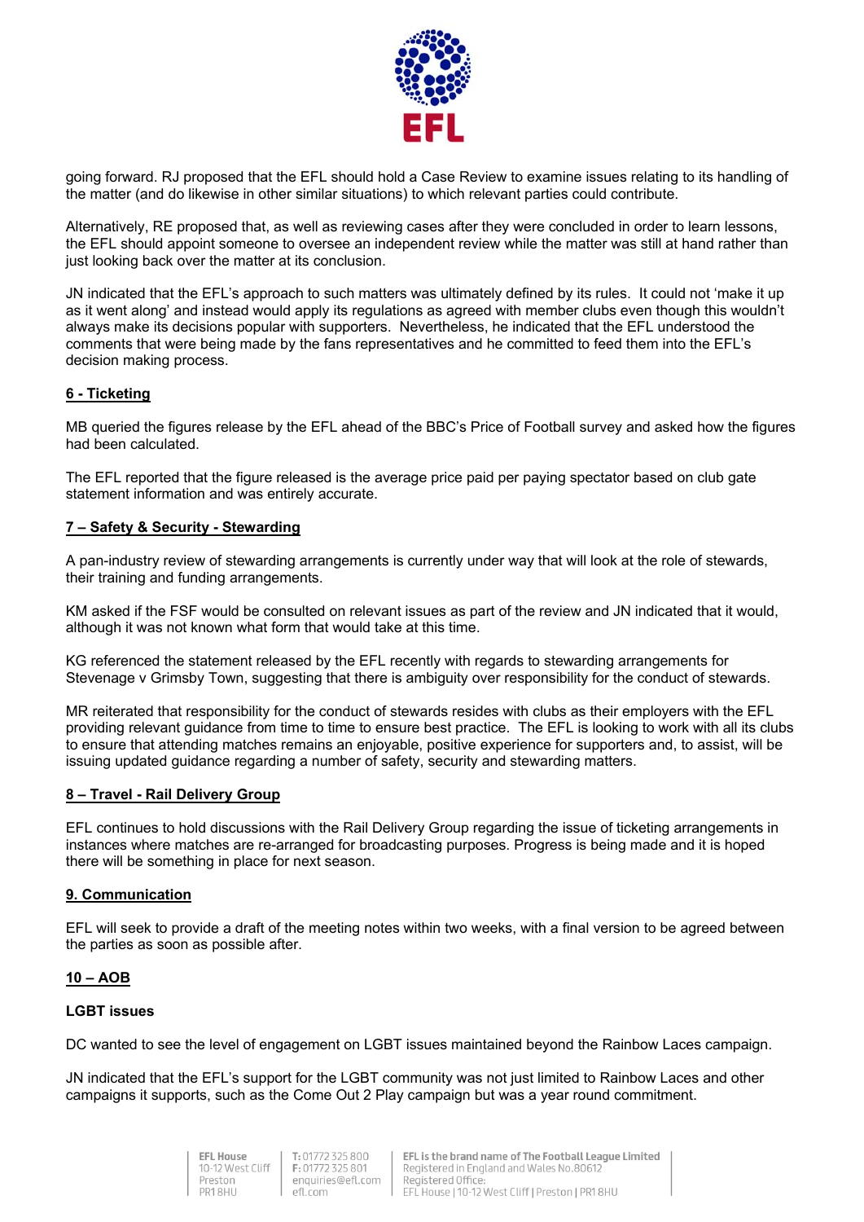going forward. RJ proposed that the EFL should hold a Case Review to examine issues relating to its handling of the matter (and do likewise in other similar situations) to which relevant parties could contribute.

Alternatively, RE proposed that, as well as reviewing cases after they were concluded in order to learn lessons, the EFL should appoint someone to oversee an independent review while the matter was still at hand rather than just looking back over the matter at its conclusion.

JN indicated that the EFL's approach to such matters was ultimately defined by its rules. It could not 'make it up as it went along' and instead would apply its regulations as agreed with member clubs even though this wouldn't always make its decisions popular with supporters. Nevertheless, he indicated that the EFL understood the comments that were being made by the fans representatives and he committed to feed them into the EFL's decision making process.

**6 - Ticketing**

MB queried the figures release by the EFL ahead of the BBC's Price of Football survey and asked how the figures had been calculated.

The EFL reported that the figure released is the average price paid per paying spectator based on club gate statement information and was entirely accurate.

**7 – Safety & Security - Stewarding**

A pan-industry review of stewarding arrangements is currently under way that will look at the role of stewards, their training and funding arrangements.

KM asked if the FSF would be consulted on relevant issues as part of the review and JN indicated that it would, although it was not known what form that would take at this time.

KG referenced the statement released by the EFL recently with regards to stewarding arrangements for Stevenage v Grimsby Town, suggesting that there is ambiguity over responsibility for the conduct of stewards.

MR reiterated that responsibility for the conduct of stewards resides with clubs as their employers with the EFL providing relevant guidance from time to time to ensure best practice. The EFL is looking to work with all its clubs to ensure that attending matches remains an enjoyable, positive experience for supporters and, to assist, will be issuing updated guidance regarding a number of safety, security and stewarding matters.

**8 – Travel - Rail Delivery Group**

EFL continues to hold discussions with the Rail Delivery Group regarding the issue of ticketing arrangements in instances where matches are re-arranged for broadcasting purposes. Progress is being made and it is hoped there will be something in place for next season.

**9. Communication**

EFL will seek to provide a draft of the meeting notes within two weeks, with a final version to be agreed between the parties as soon as possible after.

**10 – AOB**

**LGBT issues**

DC wanted to see the level of engagement on LGBT issues maintained beyond the Rainbow Laces campaign.

JN indicated that the EFL's support for the LGBT community was not just limited to Rainbow Laces and other campaigns it supports, such as the Come Out 2 Play campaign but was a year round commitment.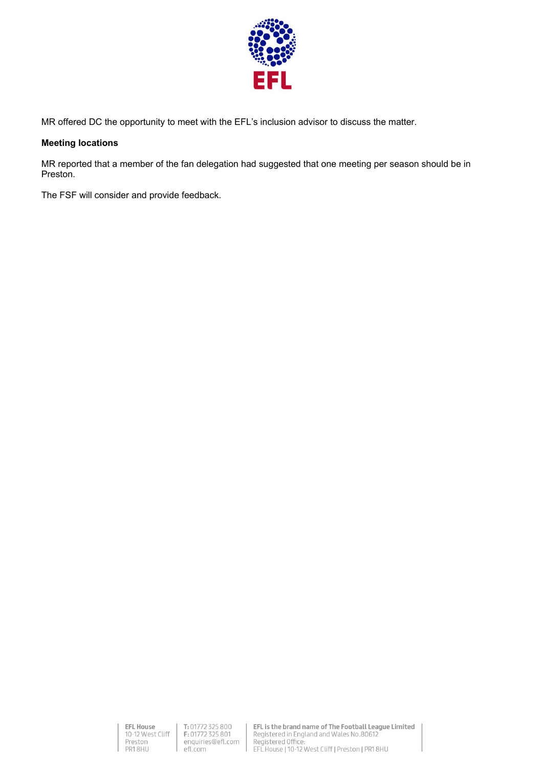MR offered DC the opportunity to meet with the EFL's inclusion advisor to discuss the matter.

**Meeting locations**

MR reported that a member of the fan delegation had suggested that one meeting per season should be in Preston.

The FSF will consider and provide feedback.